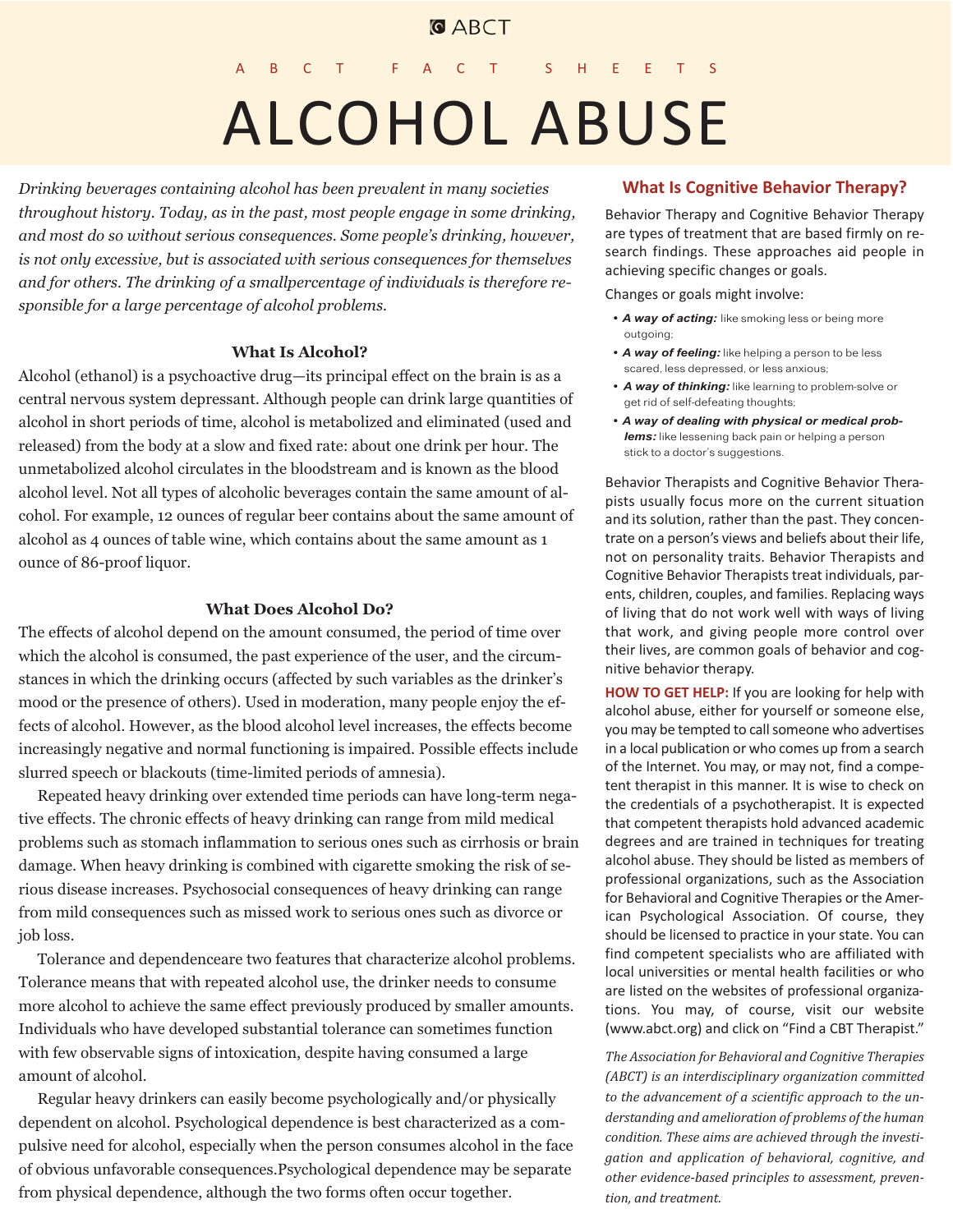ABCT

ABCT FACT SHEETS

# ALCOHOL ABUSE

*Drinking beverages containing alcohol has been prevalent in many societies throughout history. Today, as in the past, most people engage in some drinking, and most do so without serious consequences. Some people's drinking, however, is not only excessive, but is associated with serious consequences for themselves and for others. The drinking of a smallpercentage of individuals is therefore responsible for a large percentage of alcohol problems.*

## What Is Alcohol?

Alcohol (ethanol) is a psychoactive drug—its principal effect on the brain is as a central nervous system depressant. Although people can drink large quantities of alcohol in short periods of time, alcohol is metabolized and eliminated (used and released) from the body at a slow and fixed rate: about one drink per hour. The unmetabolized alcohol circulates in the bloodstream and is known as the blood alcohol level. Not all types of alcoholic beverages contain the same amount of alcohol. For example, 12 ounces of regular beer contains about the same amount of alcohol as 4 ounces of table wine, which contains about the same amount as 1 ounce of 86-proof liquor.

## What Does Alcohol Do?

The effects of alcohol depend on the amount consumed, the period of time over which the alcohol is consumed, the past experience of the user, and the circumstances in which the drinking occurs (affected by such variables as the drinker's mood or the presence of others). Used in moderation, many people enjoy the effects of alcohol. However, as the blood alcohol level increases, the effects become increasingly negative and normal functioning is impaired. Possible effects include slurred speech or blackouts (time-limited periods of amnesia).

Repeated heavy drinking over extended time periods can have long-term negative effects. The chronic effects of heavy drinking can range from mild medical problems such as stomach inflammation to serious ones such as cirrhosis or brain damage. When heavy drinking is combined with cigarette smoking the risk of serious disease increases. Psychosocial consequences of heavy drinking can range from mild consequences such as missed work to serious ones such as divorce or job loss.

Tolerance and dependenceare two features that characterize alcohol problems. Tolerance means that with repeated alcohol use, the drinker needs to consume more alcohol to achieve the same effect previously produced by smaller amounts. Individuals who have developed substantial tolerance can sometimes function with few observable signs of intoxication, despite having consumed a large amount of alcohol.

Regular heavy drinkers can easily become psychologically and/or physically dependent on alcohol. Psychological dependence is best characterized as a compulsive need for alcohol, especially when the person consumes alcohol in the face of obvious unfavorable consequences.Psychological dependence may be separate from physical dependence, although the two forms often occur together.

## What Is Cognitive Behavior Therapy?

Behavior Therapy and Cognitive Behavior Therapy are types of treatment that are based firmly on research findings. These approaches aid people in achieving specific changes or goals.

Changes or goals might involve:

- ***A way of acting:*** like smoking less or being more outgoing;
- ***A way of feeling:*** like helping a person to be less scared, less depressed, or less anxious;
- ***A way of thinking:*** like learning to problem-solve or get rid of self-defeating thoughts;
- ***A way of dealing with physical or medical problems:*** like lessening back pain or helping a person stick to a doctor's suggestions.

Behavior Therapists and Cognitive Behavior Therapists usually focus more on the current situation and its solution, rather than the past. They concentrate on a person's views and beliefs about their life, not on personality traits. Behavior Therapists and Cognitive Behavior Therapists treat individuals, parents, children, couples, and families. Replacing ways of living that do not work well with ways of living that work, and giving people more control over their lives, are common goals of behavior and cognitive behavior therapy.

**HOW TO GET HELP:** If you are looking for help with alcohol abuse, either for yourself or someone else, you may be tempted to call someone who advertises in a local publication or who comes up from a search of the Internet. You may, or may not, find a competent therapist in this manner. It is wise to check on the credentials of a psychotherapist. It is expected that competent therapists hold advanced academic degrees and are trained in techniques for treating alcohol abuse. They should be listed as members of professional organizations, such as the Association for Behavioral and Cognitive Therapies or the American Psychological Association. Of course, they should be licensed to practice in your state. You can find competent specialists who are affiliated with local universities or mental health facilities or who are listed on the websites of professional organizations. You may, of course, visit our website (www.abct.org) and click on "Find a CBT Therapist."

*The Association for Behavioral and Cognitive Therapies (ABCT) is an interdisciplinary organization committed to the advancement of a scientific approach to the understanding and amelioration of problems of the human condition. These aims are achieved through the investigation and application of behavioral, cognitive, and other evidence-based principles to assessment, prevention, and treatment.*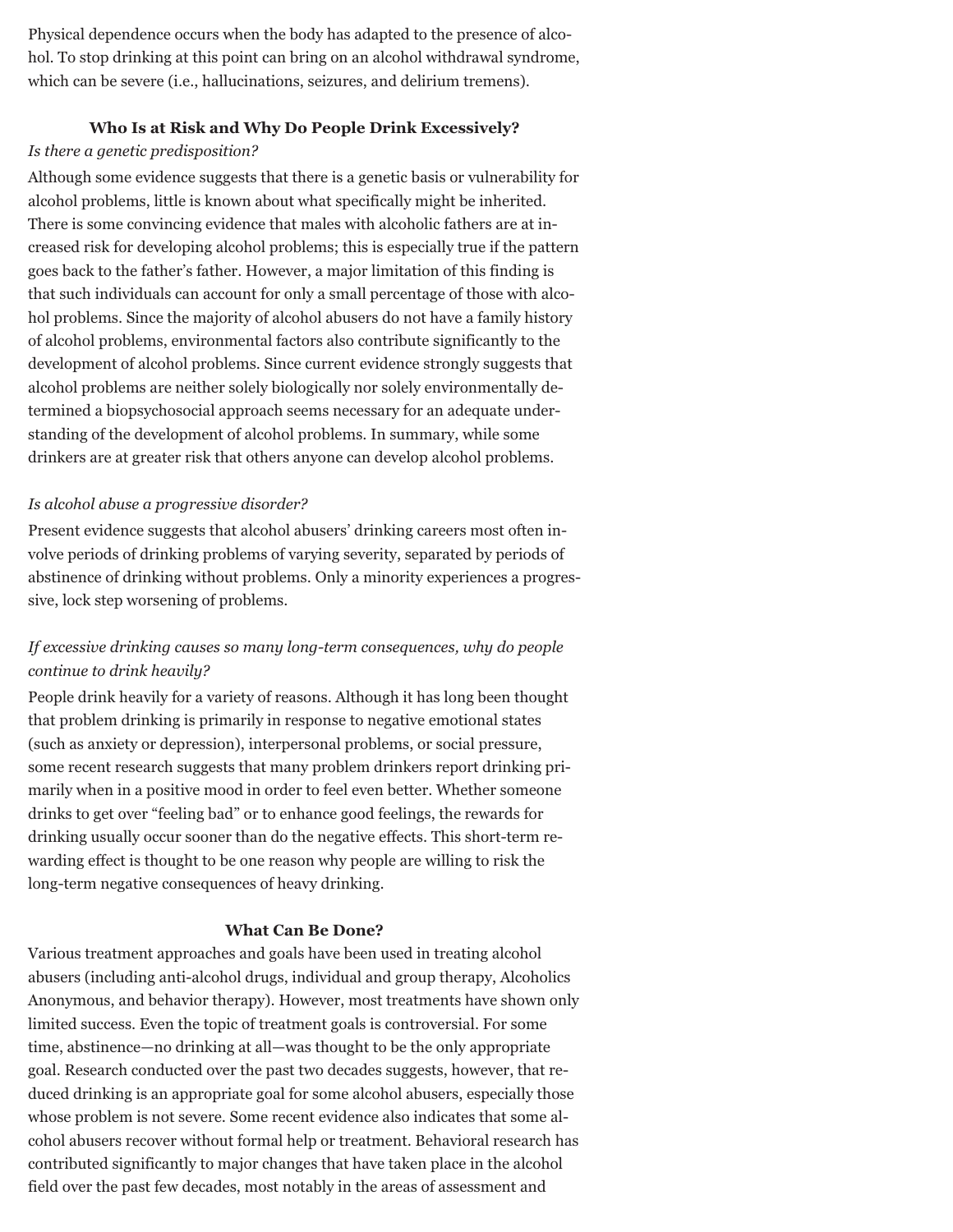Physical dependence occurs when the body has adapted to the presence of alcohol. To stop drinking at this point can bring on an alcohol withdrawal syndrome, which can be severe (i.e., hallucinations, seizures, and delirium tremens).

## Who Is at Risk and Why Do People Drink Excessively?

*Is there a genetic predisposition?*

Although some evidence suggests that there is a genetic basis or vulnerability for alcohol problems, little is known about what specifically might be inherited. There is some convincing evidence that males with alcoholic fathers are at increased risk for developing alcohol problems; this is especially true if the pattern goes back to the father's father. However, a major limitation of this finding is that such individuals can account for only a small percentage of those with alcohol problems. Since the majority of alcohol abusers do not have a family history of alcohol problems, environmental factors also contribute significantly to the development of alcohol problems. Since current evidence strongly suggests that alcohol problems are neither solely biologically nor solely environmentally determined a biopsychosocial approach seems necessary for an adequate understanding of the development of alcohol problems. In summary, while some drinkers are at greater risk that others anyone can develop alcohol problems.

*Is alcohol abuse a progressive disorder?*

Present evidence suggests that alcohol abusers' drinking careers most often involve periods of drinking problems of varying severity, separated by periods of abstinence of drinking without problems. Only a minority experiences a progressive, lock step worsening of problems.

*If excessive drinking causes so many long-term consequences, why do people continue to drink heavily?*

People drink heavily for a variety of reasons. Although it has long been thought that problem drinking is primarily in response to negative emotional states (such as anxiety or depression), interpersonal problems, or social pressure, some recent research suggests that many problem drinkers report drinking primarily when in a positive mood in order to feel even better. Whether someone drinks to get over "feeling bad" or to enhance good feelings, the rewards for drinking usually occur sooner than do the negative effects. This short-term rewarding effect is thought to be one reason why people are willing to risk the long-term negative consequences of heavy drinking.

## What Can Be Done?

Various treatment approaches and goals have been used in treating alcohol abusers (including anti-alcohol drugs, individual and group therapy, Alcoholics Anonymous, and behavior therapy). However, most treatments have shown only limited success. Even the topic of treatment goals is controversial. For some time, abstinence—no drinking at all—was thought to be the only appropriate goal. Research conducted over the past two decades suggests, however, that reduced drinking is an appropriate goal for some alcohol abusers, especially those whose problem is not severe. Some recent evidence also indicates that some alcohol abusers recover without formal help or treatment. Behavioral research has contributed significantly to major changes that have taken place in the alcohol field over the past few decades, most notably in the areas of assessment and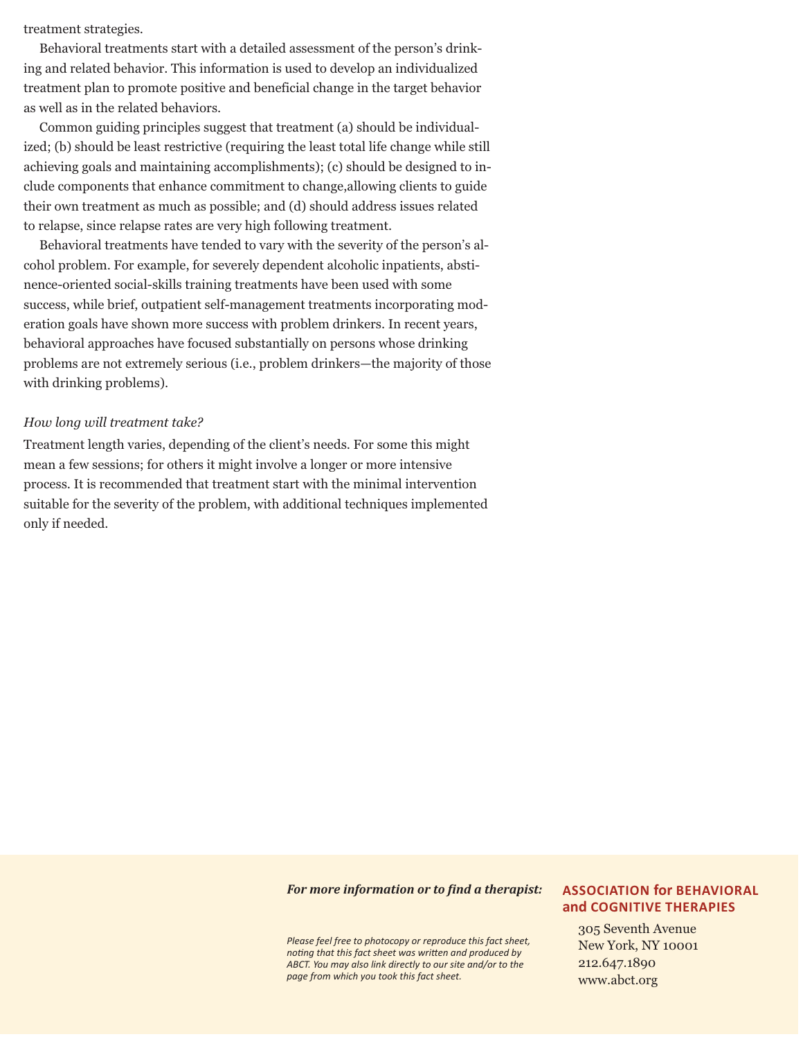treatment strategies.

Behavioral treatments start with a detailed assessment of the person's drinking and related behavior. This information is used to develop an individualized treatment plan to promote positive and beneficial change in the target behavior as well as in the related behaviors.

Common guiding principles suggest that treatment (a) should be individualized; (b) should be least restrictive (requiring the least total life change while still achieving goals and maintaining accomplishments); (c) should be designed to include components that enhance commitment to change,allowing clients to guide their own treatment as much as possible; and (d) should address issues related to relapse, since relapse rates are very high following treatment.

Behavioral treatments have tended to vary with the severity of the person's alcohol problem. For example, for severely dependent alcoholic inpatients, abstinence-oriented social-skills training treatments have been used with some success, while brief, outpatient self-management treatments incorporating moderation goals have shown more success with problem drinkers. In recent years, behavioral approaches have focused substantially on persons whose drinking problems are not extremely serious (i.e., problem drinkers—the majority of those with drinking problems).

*How long will treatment take?*

Treatment length varies, depending of the client's needs. For some this might mean a few sessions; for others it might involve a longer or more intensive process. It is recommended that treatment start with the minimal intervention suitable for the severity of the problem, with additional techniques implemented only if needed.

***For more information or to find a therapist:***

*Please feel free to photocopy or reproduce this fact sheet, noting that this fact sheet was written and produced by ABCT. You may also link directly to our site and/or to the page from which you took this fact sheet.*

**ASSOCIATION for BEHAVIORAL and COGNITIVE THERAPIES**

305 Seventh Avenue
New York, NY 10001
212.647.1890
www.abct.org